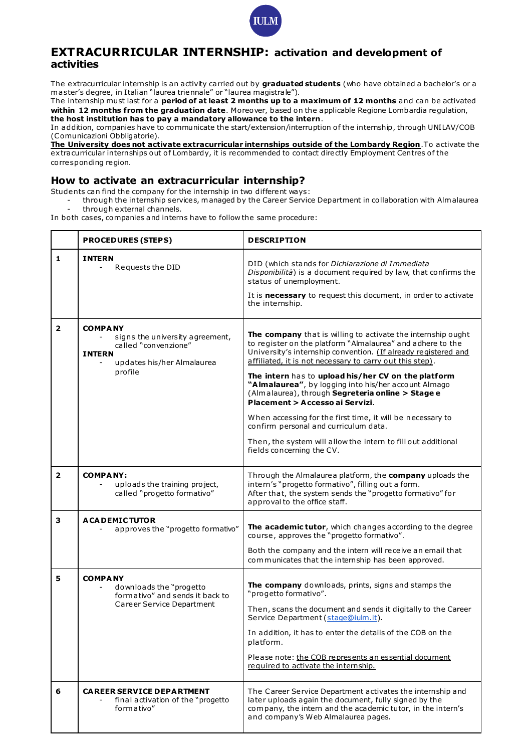# EXTRACURRICULAR INTERNSHIP: activation and development of activities

The extracurricular internship is an activity carried out by **graduated students** (who have obtained a bachelor's or a master's degree, in Italian "laurea triennale" or "laurea magistrale").
The internship must last for a **period of at least 2 months up to a maximum of 12 months** and can be activated **within 12 months from the graduation date**. Moreover, based on the applicable Regione Lombardia regulation, **the host institution has to pay a mandatory allowance to the intern**.
In addition, companies have to communicate the start/extension/interruption of the internship, through UNILAV/COB (Comunicazioni Obbligatorie).
**The University does not activate extracurricular internships outside of the Lombardy Region**. To activate the extracurricular internships out of Lombardy, it is recommended to contact directly Employment Centres of the corresponding region.

## How to activate an extracurricular internship?

Students can find the company for the internship in two different ways:

- through the internship services, managed by the Career Service Department in collaboration with Almalaurea
- through external channels.

In both cases, companies and interns have to follow the same procedure:

| | PROCEDURES (STEPS) | DESCRIPTION |
|---|---|---|
| 1 | **INTERN**<br>- Requests the DID | DID (which stands for *Dichiarazione di Immediata Disponibilità*) is a document required by law, that confirms the status of unemployment.<br><br>It is **necessary** to request this document, in order to activate the internship. |
| 2 | **COMPANY**<br>- signs the university agreement, called "convenzione"<br>**INTERN**<br>- updates his/her Almalaurea profile | **The company** that is willing to activate the internship ought to register on the platform "Almalaurea" and adhere to the University's internship convention. (If already registered and affiliated, it is not necessary to carry out this step).<br><br>**The intern** has to **upload his/her CV on the platform "Almalaurea"**, by logging into his/her account Almago (Almalaurea), through **Segreteria online > Stage e Placement > Accesso ai Servizi**.<br><br>When accessing for the first time, it will be necessary to confirm personal and curriculum data.<br><br>Then, the system will allow the intern to fill out additional fields concerning the CV. |
| 2 | **COMPANY:**<br>- uploads the training project, called "progetto formativo" | Through the Almalaurea platform, the **company** uploads the intern's "progetto formativo", filling out a form.<br>After that, the system sends the "progetto formativo" for approval to the office staff. |
| 3 | **ACADEMIC TUTOR**<br>- approves the "progetto formativo" | **The academic tutor**, which changes according to the degree course, approves the "progetto formativo".<br><br>Both the company and the intern will receive an email that communicates that the internship has been approved. |
| 5 | **COMPANY**<br>- downloads the "progetto formativo" and sends it back to Career Service Department | **The company** downloads, prints, signs and stamps the "progetto formativo".<br><br>Then, scans the document and sends it digitally to the Career Service Department (stage@iulm.it).<br><br>In addition, it has to enter the details of the COB on the platform.<br><br>Please note: the COB represents an essential document required to activate the internship. |
| 6 | **CAREER SERVICE DEPARTMENT**<br>- final activation of the "progetto formativo" | The Career Service Department activates the internship and later uploads again the document, fully signed by the company, the intern and the academic tutor, in the intern's and company's Web Almalaurea pages. |